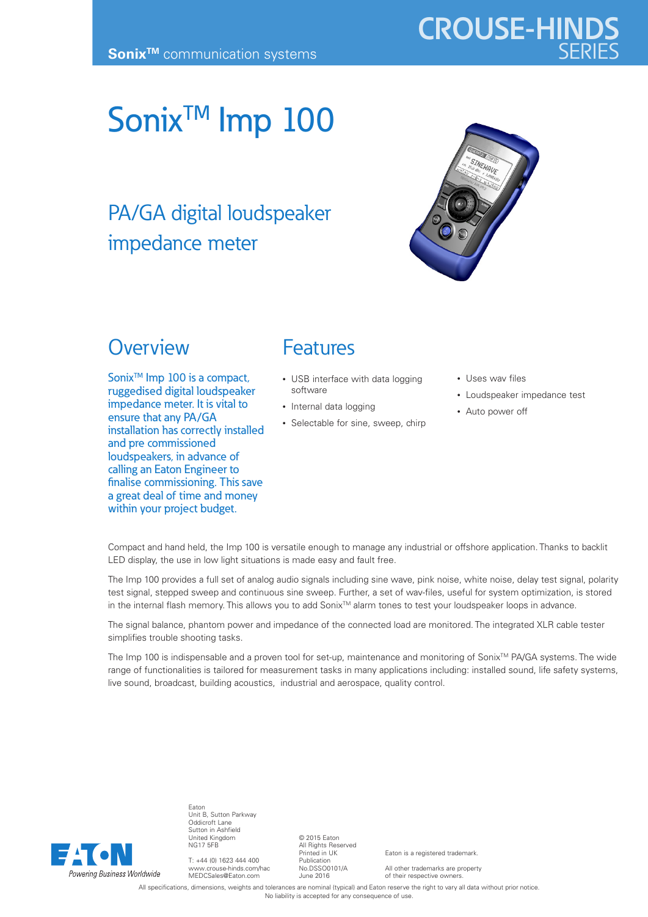Sonix™ communication systems

CROUSE-HINDS
SERIES

# Sonix™ Imp 100

## PA/GA digital loudspeaker impedance meter

## Overview

Sonix™ Imp 100 is a compact, ruggedised digital loudspeaker impedance meter. It is vital to ensure that any PA/GA installation has correctly installed and pre commissioned loudspeakers, in advance of calling an Eaton Engineer to finalise commissioning. This save a great deal of time and money within your project budget.

## Features

- USB interface with data logging software
- Internal data logging
- Selectable for sine, sweep, chirp
- Uses wav files
- Loudspeaker impedance test
- Auto power off

Compact and hand held, the Imp 100 is versatile enough to manage any industrial or offshore application. Thanks to backlit LED display, the use in low light situations is made easy and fault free.

The Imp 100 provides a full set of analog audio signals including sine wave, pink noise, white noise, delay test signal, polarity test signal, stepped sweep and continuous sine sweep. Further, a set of wav-files, useful for system optimization, is stored in the internal flash memory. This allows you to add Sonix™ alarm tones to test your loudspeaker loops in advance.

The signal balance, phantom power and impedance of the connected load are monitored. The integrated XLR cable tester simplifies trouble shooting tasks.

The Imp 100 is indispensable and a proven tool for set-up, maintenance and monitoring of Sonix™ PA/GA systems. The wide range of functionalities is tailored for measurement tasks in many applications including: installed sound, life safety systems, live sound, broadcast, building acoustics, industrial and aerospace, quality control.

EATON
Powering Business Worldwide

Eaton
Unit B, Sutton Parkway
Oddicroft Lane
Sutton in Ashfield
United Kingdom
NG17 5FB

T: +44 (0) 1623 444 400
www.crouse-hinds.com/hac
MEDCSales@Eaton.com

© 2015 Eaton
All Rights Reserved
Printed in UK
Publication
No.DSSO0101/A
June 2016

Eaton is a registered trademark.

All other trademarks are property of their respective owners.

All specifications, dimensions, weights and tolerances are nominal (typical) and Eaton reserve the right to vary all data without prior notice.
No liability is accepted for any consequence of use.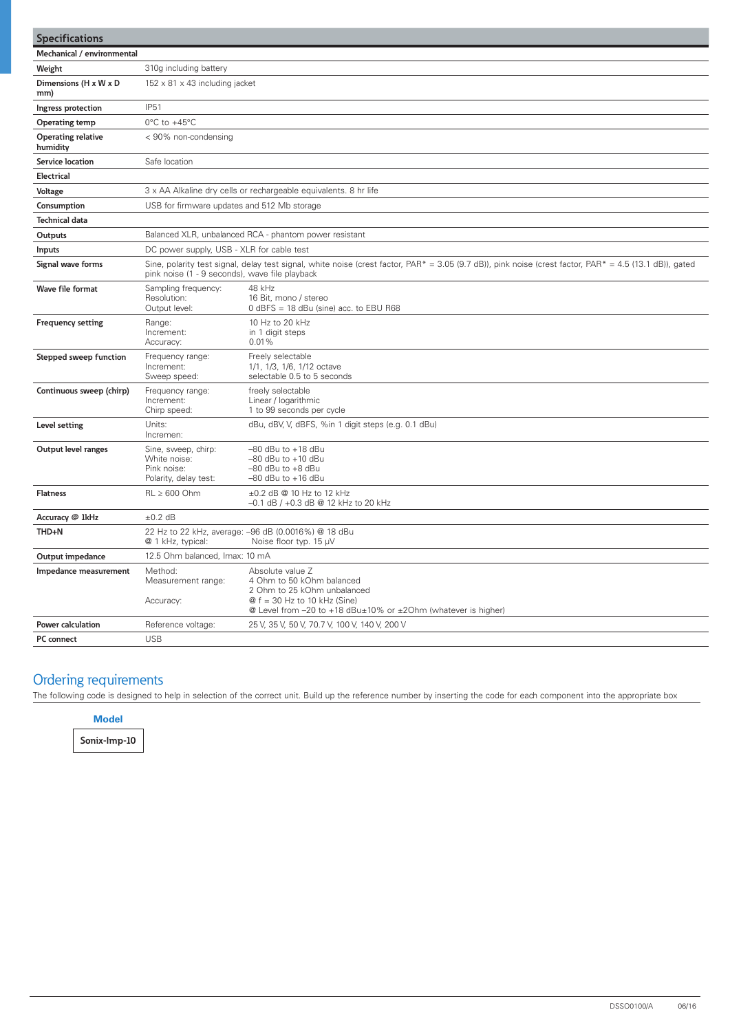## Specifications

| | | |
|---|---|---|
| **Mechanical / environmental** | | |
| **Weight** | 310g including battery | |
| **Dimensions (H x W x D mm)** | 152 x 81 x 43 including jacket | |
| **Ingress protection** | IP51 | |
| **Operating temp** | 0°C to +45°C | |
| **Operating relative humidity** | < 90% non-condensing | |
| **Service location** | Safe location | |
| **Electrical** | | |
| **Voltage** | 3 x AA Alkaline dry cells or rechargeable equivalents. 8 hr life | |
| **Consumption** | USB for firmware updates and 512 Mb storage | |
| **Technical data** | | |
| **Outputs** | Balanced XLR, unbalanced RCA - phantom power resistant | |
| **Inputs** | DC power supply, USB - XLR for cable test | |
| **Signal wave forms** | Sine, polarity test signal, delay test signal, white noise (crest factor, PAR* = 3.05 (9.7 dB)), pink noise (crest factor, PAR* = 4.5 (13.1 dB)), gated pink noise (1 - 9 seconds), wave file playback | |
| **Wave file format** | Sampling frequency:<br>Resolution:<br>Output level: | 48 kHz<br>16 Bit, mono / stereo<br>0 dBFS = 18 dBu (sine) acc. to EBU R68 |
| **Frequency setting** | Range:<br>Increment:<br>Accuracy: | 10 Hz to 20 kHz<br>in 1 digit steps<br>0.01% |
| **Stepped sweep function** | Frequency range:<br>Increment:<br>Sweep speed: | Freely selectable<br>1/1, 1/3, 1/6, 1/12 octave<br>selectable 0.5 to 5 seconds |
| **Continuous sweep (chirp)** | Frequency range:<br>Increment:<br>Chirp speed: | freely selectable<br>Linear / logarithmic<br>1 to 99 seconds per cycle |
| **Level setting** | Units:<br>Incremen: | dBu, dBV, V, dBFS, %in 1 digit steps (e.g. 0.1 dBu) |
| **Output level ranges** | Sine, sweep, chirp:<br>White noise:<br>Pink noise:<br>Polarity, delay test: | –80 dBu to +18 dBu<br>–80 dBu to +10 dBu<br>–80 dBu to +8 dBu<br>–80 dBu to +16 dBu |
| **Flatness** | RL ≥ 600 Ohm | ±0.2 dB @ 10 Hz to 12 kHz<br>–0.1 dB / +0.3 dB @ 12 kHz to 20 kHz |
| **Accuracy @ 1kHz** | ±0.2 dB | |
| **THD+N** | 22 Hz to 22 kHz, average: –96 dB (0.0016%) @ 18 dBu<br>@ 1 kHz, typical: Noise floor typ. 15 µV | |
| **Output impedance** | 12.5 Ohm balanced, Imax: 10 mA | |
| **Impedance measurement** | Method:<br>Measurement range:<br><br>Accuracy: | Absolute value Z<br>4 Ohm to 50 kOhm balanced<br>2 Ohm to 25 kOhm unbalanced<br>@ f = 30 Hz to 10 kHz (Sine)<br>@ Level from –20 to +18 dBu±10% or ±2Ohm (whatever is higher) |
| **Power calculation** | Reference voltage: | 25 V, 35 V, 50 V, 70.7 V, 100 V, 140 V, 200 V |
| **PC connect** | USB | |

## Ordering requirements

The following code is designed to help in selection of the correct unit. Build up the reference number by inserting the code for each component into the appropriate box

| **Model** |
|---|
| Sonix-Imp-10 |

DSSO0100/A 06/16